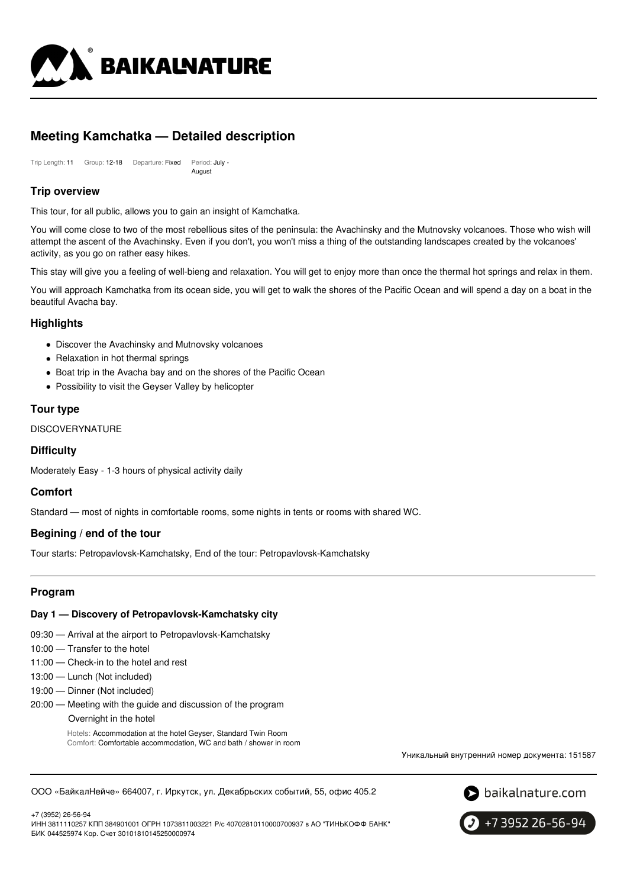# Meeting Kamchatka — Detailed description

Trip Length: 11 Group: 12-18 Departure: Fixed Period: July - August

## Trip overview

This tour, for all public, allows you to gain an insight of Kamchatka.

You will come close to two of the most rebellious sites of the peninsula: the Avachinsky and the Mutnovsky volcanoes. Those who wish will attempt the ascent of the Avachinsky. Even if you don't, you won't miss a thing of the outstanding landscapes created by the volcanoes' activity, as you go on rather easy hikes.

This stay will give you a feeling of well-bieng and relaxation. You will get to enjoy more than once the thermal hot springs and relax in them.

You will approach Kamchatka from its ocean side, you will get to walk the shores of the Pacific Ocean and will spend a day on a boat in the beautiful Avacha bay.

## Highlights

- Discover the Avachinsky and Mutnovsky volcanoes
- Relaxation in hot thermal springs
- Boat trip in the Avacha bay and on the shores of the Pacific Ocean
- Possibility to visit the Geyser Valley by helicopter

## Tour type

DISCOVERYNATURE

## Difficulty

Moderately Easy - 1-3 hours of physical activity daily

## Comfort

Standard — most of nights in comfortable rooms, some nights in tents or rooms with shared WC.

## Begining / end of the tour

Tour starts: Petropavlovsk-Kamchatsky, End of the tour: Petropavlovsk-Kamchatsky

---

## Program

### Day 1 — Discovery of Petropavlovsk-Kamchatsky city

09:30 — Arrival at the airport to Petropavlovsk-Kamchatsky
10:00 — Transfer to the hotel
11:00 — Check-in to the hotel and rest
13:00 — Lunch (Not included)
19:00 — Dinner (Not included)
20:00 — Meeting with the guide and discussion of the program
Overnight in the hotel

Hotels: Accommodation at the hotel Geyser, Standard Twin Room
Comfort: Comfortable accommodation, WC and bath / shower in room

Уникальный внутренний номер документа: 151587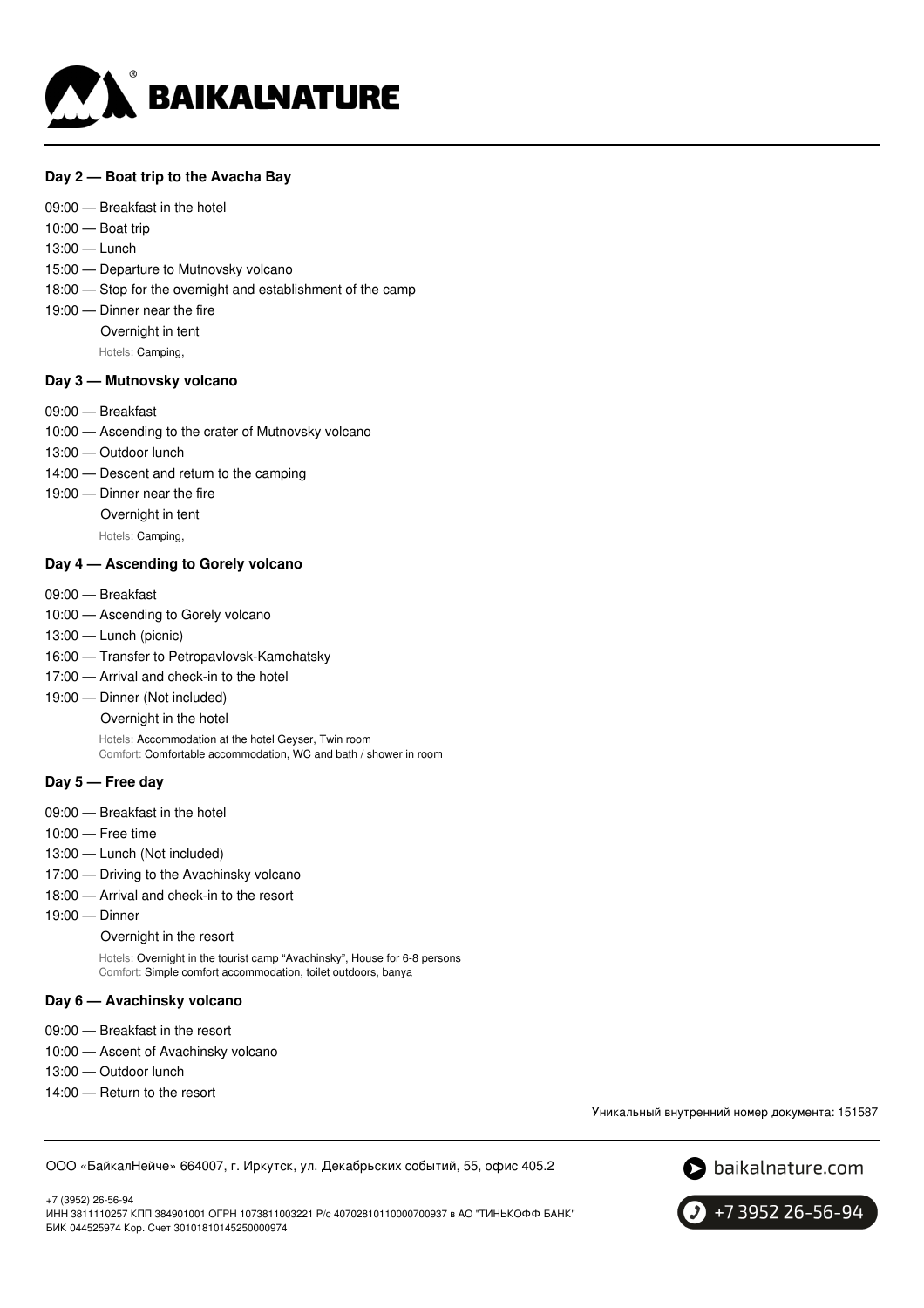### Day 2 — Boat trip to the Avacha Bay

09:00 — Breakfast in the hotel
10:00 — Boat trip
13:00 — Lunch
15:00 — Departure to Mutnovsky volcano
18:00 — Stop for the overnight and establishment of the camp
19:00 — Dinner near the fire
Overnight in tent
Hotels: Camping,

### Day 3 — Mutnovsky volcano

09:00 — Breakfast
10:00 — Ascending to the crater of Mutnovsky volcano
13:00 — Outdoor lunch
14:00 — Descent and return to the camping
19:00 — Dinner near the fire
Overnight in tent
Hotels: Camping,

### Day 4 — Ascending to Gorely volcano

09:00 — Breakfast
10:00 — Ascending to Gorely volcano
13:00 — Lunch (picnic)
16:00 — Transfer to Petropavlovsk-Kamchatsky
17:00 — Arrival and check-in to the hotel
19:00 — Dinner (Not included)
Overnight in the hotel
Hotels: Accommodation at the hotel Geyser, Twin room
Comfort: Comfortable accommodation, WC and bath / shower in room

### Day 5 — Free day

09:00 — Breakfast in the hotel
10:00 — Free time
13:00 — Lunch (Not included)
17:00 — Driving to the Avachinsky volcano
18:00 — Arrival and check-in to the resort
19:00 — Dinner
Overnight in the resort
Hotels: Overnight in the tourist camp "Avachinsky", House for 6-8 persons
Comfort: Simple comfort accommodation, toilet outdoors, banya

### Day 6 — Avachinsky volcano

09:00 — Breakfast in the resort
10:00 — Ascent of Avachinsky volcano
13:00 — Outdoor lunch
14:00 — Return to the resort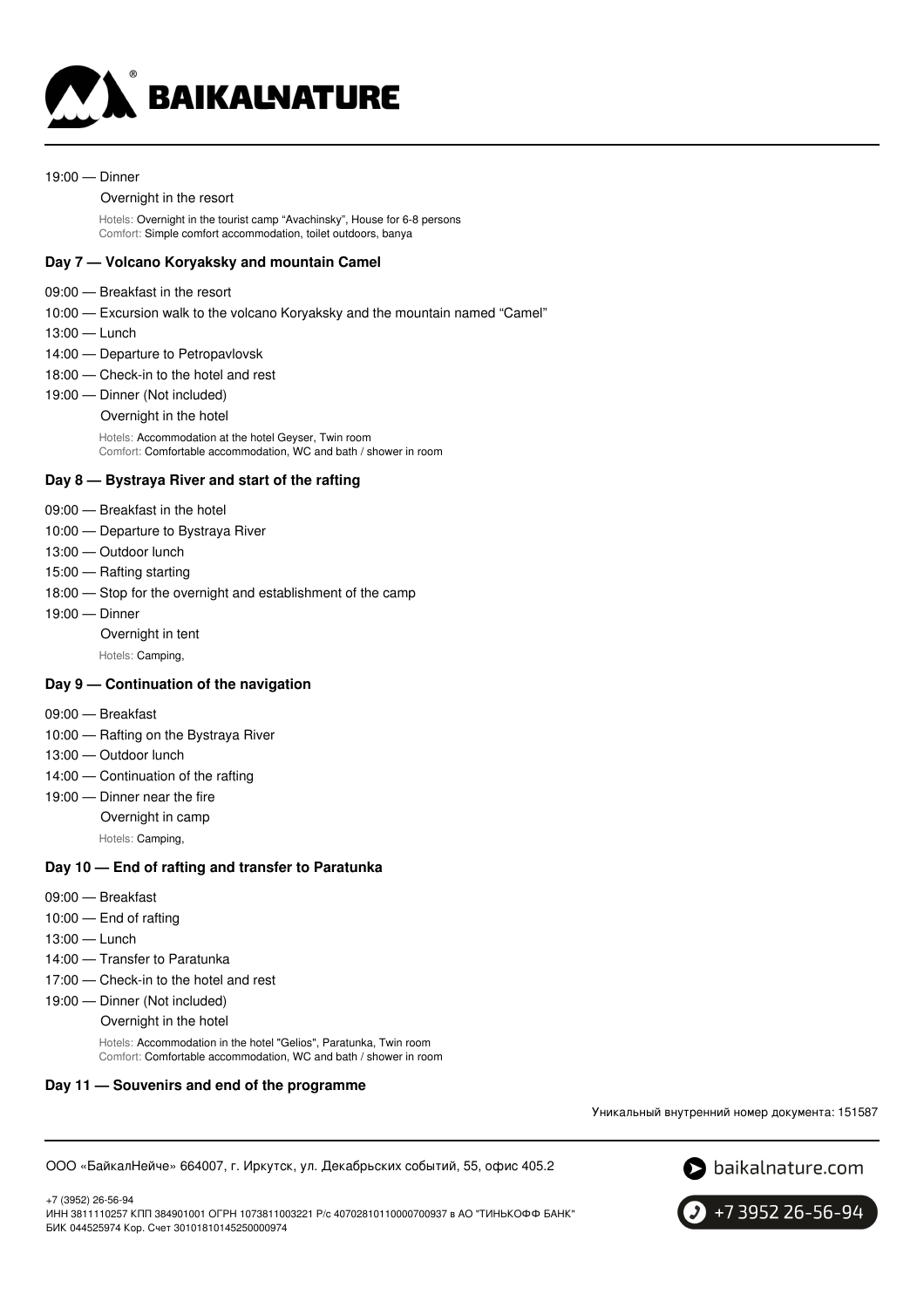19:00 — Dinner

Overnight in the resort

Hotels: Overnight in the tourist camp “Avachinsky”, House for 6-8 persons
Comfort: Simple comfort accommodation, toilet outdoors, banya

### Day 7 — Volcano Koryaksky and mountain Camel

09:00 — Breakfast in the resort

10:00 — Excursion walk to the volcano Koryaksky and the mountain named “Camel”

13:00 — Lunch

14:00 — Departure to Petropavlovsk

18:00 — Check-in to the hotel and rest

19:00 — Dinner (Not included)

Overnight in the hotel

Hotels: Accommodation at the hotel Geyser, Twin room
Comfort: Comfortable accommodation, WC and bath / shower in room

### Day 8 — Bystraya River and start of the rafting

09:00 — Breakfast in the hotel

10:00 — Departure to Bystraya River

13:00 — Outdoor lunch

15:00 — Rafting starting

18:00 — Stop for the overnight and establishment of the camp

19:00 — Dinner

Overnight in tent

Hotels: Camping,

### Day 9 — Continuation of the navigation

09:00 — Breakfast

10:00 — Rafting on the Bystraya River

13:00 — Outdoor lunch

14:00 — Continuation of the rafting

19:00 — Dinner near the fire

Overnight in camp

Hotels: Camping,

### Day 10 — End of rafting and transfer to Paratunka

09:00 — Breakfast

10:00 — End of rafting

13:00 — Lunch

14:00 — Transfer to Paratunka

17:00 — Check-in to the hotel and rest

19:00 — Dinner (Not included)

Overnight in the hotel

Hotels: Accommodation in the hotel "Gelios", Paratunka, Twin room
Comfort: Comfortable accommodation, WC and bath / shower in room

### Day 11 — Souvenirs and end of the programme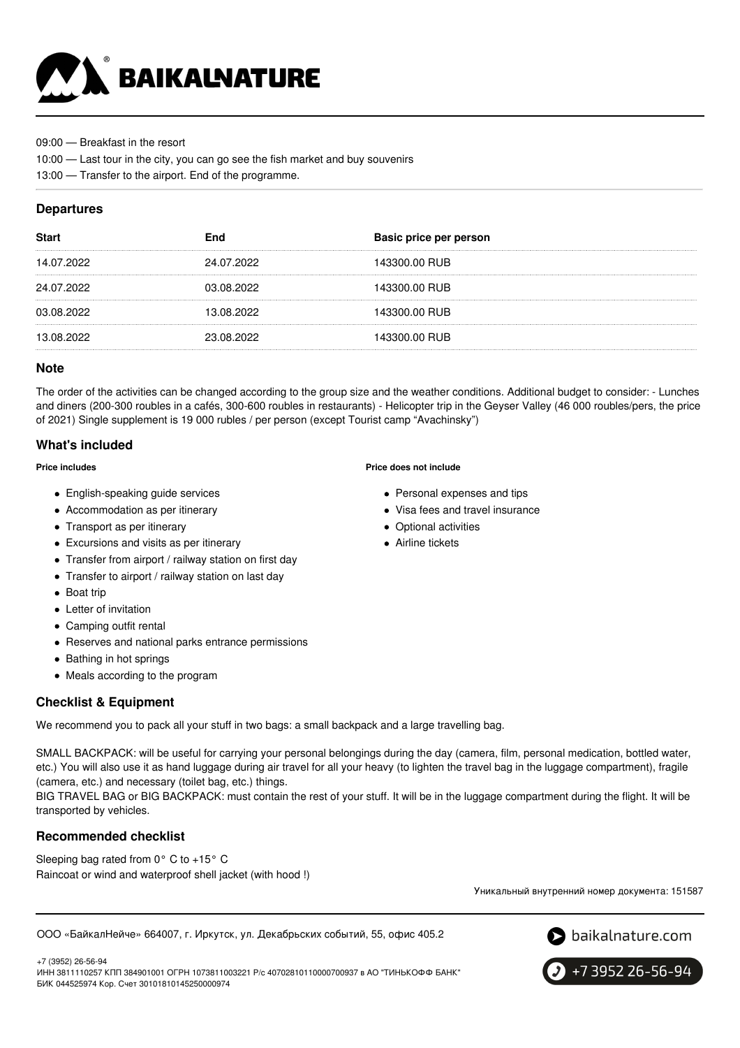09:00 — Breakfast in the resort

10:00 — Last tour in the city, you can go see the fish market and buy souvenirs

13:00 — Transfer to the airport. End of the programme.

## Departures

| Start | End | Basic price per person |
| --- | --- | --- |
| 14.07.2022 | 24.07.2022 | 143300.00 RUB |
| 24.07.2022 | 03.08.2022 | 143300.00 RUB |
| 03.08.2022 | 13.08.2022 | 143300.00 RUB |
| 13.08.2022 | 23.08.2022 | 143300.00 RUB |

## Note

The order of the activities can be changed according to the group size and the weather conditions. Additional budget to consider: - Lunches and diners (200-300 roubles in a cafés, 300-600 roubles in restaurants) - Helicopter trip in the Geyser Valley (46 000 roubles/pers, the price of 2021) Single supplement is 19 000 rubles / per person (except Tourist camp "Avachinsky")

## What's included

**Price includes**

- English-speaking guide services
- Accommodation as per itinerary
- Transport as per itinerary
- Excursions and visits as per itinerary
- Transfer from airport / railway station on first day
- Transfer to airport / railway station on last day
- Boat trip
- Letter of invitation
- Camping outfit rental
- Reserves and national parks entrance permissions
- Bathing in hot springs
- Meals according to the program

**Price does not include**

- Personal expenses and tips
- Visa fees and travel insurance
- Optional activities
- Airline tickets

## Checklist & Equipment

We recommend you to pack all your stuff in two bags: a small backpack and a large travelling bag.

SMALL BACKPACK: will be useful for carrying your personal belongings during the day (camera, film, personal medication, bottled water, etc.) You will also use it as hand luggage during air travel for all your heavy (to lighten the travel bag in the luggage compartment), fragile (camera, etc.) and necessary (toilet bag, etc.) things.
BIG TRAVEL BAG or BIG BACKPACK: must contain the rest of your stuff. It will be in the luggage compartment during the flight. It will be transported by vehicles.

## Recommended checklist

Sleeping bag rated from 0° C to +15° C
Raincoat or wind and waterproof shell jacket (with hood !)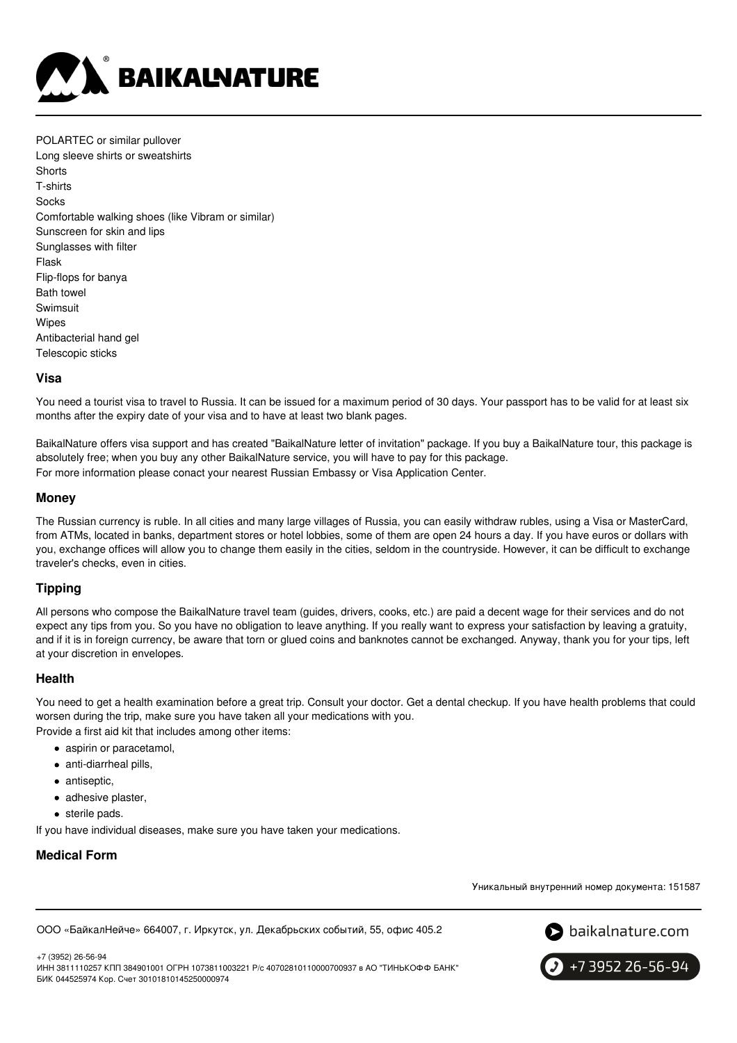POLARTEC or similar pullover
Long sleeve shirts or sweatshirts
Shorts
T-shirts
Socks
Comfortable walking shoes (like Vibram or similar)
Sunscreen for skin and lips
Sunglasses with filter
Flask
Flip-flops for banya
Bath towel
Swimsuit
Wipes
Antibacterial hand gel
Telescopic sticks

### Visa

You need a tourist visa to travel to Russia. It can be issued for a maximum period of 30 days. Your passport has to be valid for at least six months after the expiry date of your visa and to have at least two blank pages.

BaikalNature offers visa support and has created "BaikalNature letter of invitation" package. If you buy a BaikalNature tour, this package is absolutely free; when you buy any other BaikalNature service, you will have to pay for this package.
For more information please conact your nearest Russian Embassy or Visa Application Center.

### Money

The Russian currency is ruble. In all cities and many large villages of Russia, you can easily withdraw rubles, using a Visa or MasterCard, from ATMs, located in banks, department stores or hotel lobbies, some of them are open 24 hours a day. If you have euros or dollars with you, exchange offices will allow you to change them easily in the cities, seldom in the countryside. However, it can be difficult to exchange traveler's checks, even in cities.

### Tipping

All persons who compose the BaikalNature travel team (guides, drivers, cooks, etc.) are paid a decent wage for their services and do not expect any tips from you. So you have no obligation to leave anything. If you really want to express your satisfaction by leaving a gratuity, and if it is in foreign currency, be aware that torn or glued coins and banknotes cannot be exchanged. Anyway, thank you for your tips, left at your discretion in envelopes.

### Health

You need to get a health examination before a great trip. Consult your doctor. Get a dental checkup. If you have health problems that could worsen during the trip, make sure you have taken all your medications with you.
Provide a first aid kit that includes among other items:

- aspirin or paracetamol,
- anti-diarrheal pills,
- antiseptic,
- adhesive plaster,
- sterile pads.

If you have individual diseases, make sure you have taken your medications.

### Medical Form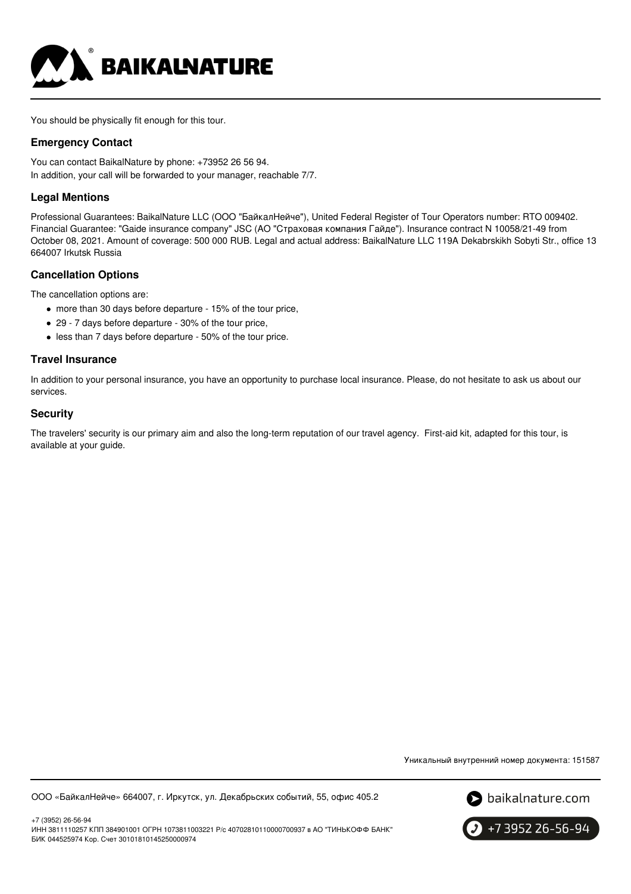You should be physically fit enough for this tour.

### Emergency Contact

You can contact BaikalNature by phone: +73952 26 56 94.
In addition, your call will be forwarded to your manager, reachable 7/7.

### Legal Mentions

Professional Guarantees: BaikalNature LLC (ООО "БайкалНейче"), United Federal Register of Tour Operators number: RTO 009402. Financial Guarantee: "Gaide insurance company" JSC (АО "Страховая компания Гайде"). Insurance contract N 10058/21-49 from October 08, 2021. Amount of coverage: 500 000 RUB. Legal and actual address: BaikalNature LLC 119A Dekabrskikh Sobyti Str., office 13 664007 Irkutsk Russia

### Cancellation Options

The cancellation options are:

- more than 30 days before departure - 15% of the tour price,
- 29 - 7 days before departure - 30% of the tour price,
- less than 7 days before departure - 50% of the tour price.

### Travel Insurance

In addition to your personal insurance, you have an opportunity to purchase local insurance. Please, do not hesitate to ask us about our services.

### Security

The travelers' security is our primary aim and also the long-term reputation of our travel agency. First-aid kit, adapted for this tour, is available at your guide.

Уникальный внутренний номер документа: 151587